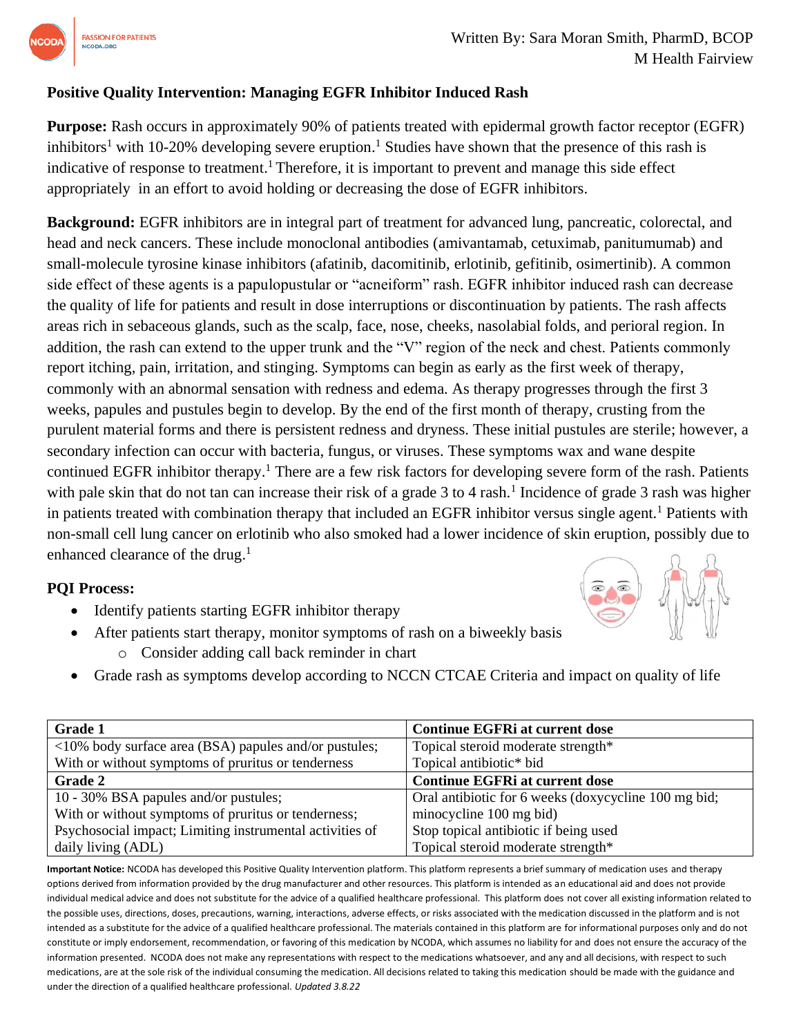Written By: Sara Moran Smith, PharmD, BCOP
M Health Fairview

## Positive Quality Intervention: Managing EGFR Inhibitor Induced Rash

**Purpose:** Rash occurs in approximately 90% of patients treated with epidermal growth factor receptor (EGFR) inhibitors[1] with 10-20% developing severe eruption.[1] Studies have shown that the presence of this rash is indicative of response to treatment.[1] Therefore, it is important to prevent and manage this side effect appropriately in an effort to avoid holding or decreasing the dose of EGFR inhibitors.

**Background:** EGFR inhibitors are in integral part of treatment for advanced lung, pancreatic, colorectal, and head and neck cancers. These include monoclonal antibodies (amivantamab, cetuximab, panitumumab) and small-molecule tyrosine kinase inhibitors (afatinib, dacomitinib, erlotinib, gefitinib, osimertinib). A common side effect of these agents is a papulopustular or "acneiform" rash. EGFR inhibitor induced rash can decrease the quality of life for patients and result in dose interruptions or discontinuation by patients. The rash affects areas rich in sebaceous glands, such as the scalp, face, nose, cheeks, nasolabial folds, and perioral region. In addition, the rash can extend to the upper trunk and the "V" region of the neck and chest. Patients commonly report itching, pain, irritation, and stinging. Symptoms can begin as early as the first week of therapy, commonly with an abnormal sensation with redness and edema. As therapy progresses through the first 3 weeks, papules and pustules begin to develop. By the end of the first month of therapy, crusting from the purulent material forms and there is persistent redness and dryness. These initial pustules are sterile; however, a secondary infection can occur with bacteria, fungus, or viruses. These symptoms wax and wane despite continued EGFR inhibitor therapy.[1] There are a few risk factors for developing severe form of the rash. Patients with pale skin that do not tan can increase their risk of a grade 3 to 4 rash.[1] Incidence of grade 3 rash was higher in patients treated with combination therapy that included an EGFR inhibitor versus single agent.[1] Patients with non-small cell lung cancer on erlotinib who also smoked had a lower incidence of skin eruption, possibly due to enhanced clearance of the drug.[1]

**PQI Process:**

- Identify patients starting EGFR inhibitor therapy
- After patients start therapy, monitor symptoms of rash on a biweekly basis
  - Consider adding call back reminder in chart
- Grade rash as symptoms develop according to NCCN CTCAE Criteria and impact on quality of life

| **Grade 1** | **Continue EGFRi at current dose** |
|---|---|
| <10% body surface area (BSA) papules and/or pustules; With or without symptoms of pruritus or tenderness | Topical steroid moderate strength* <br> Topical antibiotic* bid |
| **Grade 2** | **Continue EGFRi at current dose** |
| 10 - 30% BSA papules and/or pustules; With or without symptoms of pruritus or tenderness; Psychosocial impact; Limiting instrumental activities of daily living (ADL) | Oral antibiotic for 6 weeks (doxycycline 100 mg bid; minocycline 100 mg bid) <br> Stop topical antibiotic if being used <br> Topical steroid moderate strength* |

**Important Notice:** NCODA has developed this Positive Quality Intervention platform. This platform represents a brief summary of medication uses and therapy options derived from information provided by the drug manufacturer and other resources. This platform is intended as an educational aid and does not provide individual medical advice and does not substitute for the advice of a qualified healthcare professional. This platform does not cover all existing information related to the possible uses, directions, doses, precautions, warning, interactions, adverse effects, or risks associated with the medication discussed in the platform and is not intended as a substitute for the advice of a qualified healthcare professional. The materials contained in this platform are for informational purposes only and do not constitute or imply endorsement, recommendation, or favoring of this medication by NCODA, which assumes no liability for and does not ensure the accuracy of the information presented. NCODA does not make any representations with respect to the medications whatsoever, and any and all decisions, with respect to such medications, are at the sole risk of the individual consuming the medication. All decisions related to taking this medication should be made with the guidance and under the direction of a qualified healthcare professional. *Updated 3.8.22*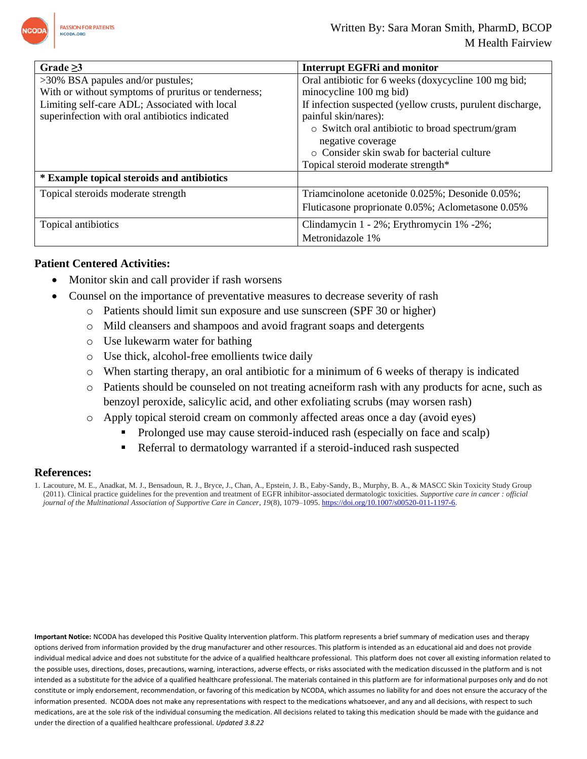| Grade ≥3 | Interrupt EGFRi and monitor |
|---|---|
| >30% BSA papules and/or pustules;<br>With or without symptoms of pruritus or tenderness;<br>Limiting self-care ADL; Associated with local superinfection with oral antibiotics indicated | Oral antibiotic for 6 weeks (doxycycline 100 mg bid; minocycline 100 mg bid)<br>If infection suspected (yellow crusts, purulent discharge, painful skin/nares):<br>○ Switch oral antibiotic to broad spectrum/gram negative coverage<br>○ Consider skin swab for bacterial culture<br>Topical steroid moderate strength* |
| **\* Example topical steroids and antibiotics** | |
| Topical steroids moderate strength | Triamcinolone acetonide 0.025%; Desonide 0.05%; Fluticasone proprionate 0.05%; Aclometasone 0.05% |
| Topical antibiotics | Clindamycin 1 - 2%; Erythromycin 1% -2%; Metronidazole 1% |

## Patient Centered Activities:

- Monitor skin and call provider if rash worsens
- Counsel on the importance of preventative measures to decrease severity of rash
    - Patients should limit sun exposure and use sunscreen (SPF 30 or higher)
    - Mild cleansers and shampoos and avoid fragrant soaps and detergents
    - Use lukewarm water for bathing
    - Use thick, alcohol-free emollients twice daily
    - When starting therapy, an oral antibiotic for a minimum of 6 weeks of therapy is indicated
    - Patients should be counseled on not treating acneiform rash with any products for acne, such as benzoyl peroxide, salicylic acid, and other exfoliating scrubs (may worsen rash)
    - Apply topical steroid cream on commonly affected areas once a day (avoid eyes)
        - Prolonged use may cause steroid-induced rash (especially on face and scalp)
        - Referral to dermatology warranted if a steroid-induced rash suspected

## References:

1. Lacouture, M. E., Anadkat, M. J., Bensadoun, R. J., Bryce, J., Chan, A., Epstein, J. B., Eaby-Sandy, B., Murphy, B. A., & MASCC Skin Toxicity Study Group (2011). Clinical practice guidelines for the prevention and treatment of EGFR inhibitor-associated dermatologic toxicities. *Supportive care in cancer : official journal of the Multinational Association of Supportive Care in Cancer*, *19*(8), 1079–1095. https://doi.org/10.1007/s00520-011-1197-6.

**Important Notice:** NCODA has developed this Positive Quality Intervention platform. This platform represents a brief summary of medication uses and therapy options derived from information provided by the drug manufacturer and other resources. This platform is intended as an educational aid and does not provide individual medical advice and does not substitute for the advice of a qualified healthcare professional. This platform does not cover all existing information related to the possible uses, directions, doses, precautions, warning, interactions, adverse effects, or risks associated with the medication discussed in the platform and is not intended as a substitute for the advice of a qualified healthcare professional. The materials contained in this platform are for informational purposes only and do not constitute or imply endorsement, recommendation, or favoring of this medication by NCODA, which assumes no liability for and does not ensure the accuracy of the information presented. NCODA does not make any representations with respect to the medications whatsoever, and any and all decisions, with respect to such medications, are at the sole risk of the individual consuming the medication. All decisions related to taking this medication should be made with the guidance and under the direction of a qualified healthcare professional. *Updated 3.8.22*